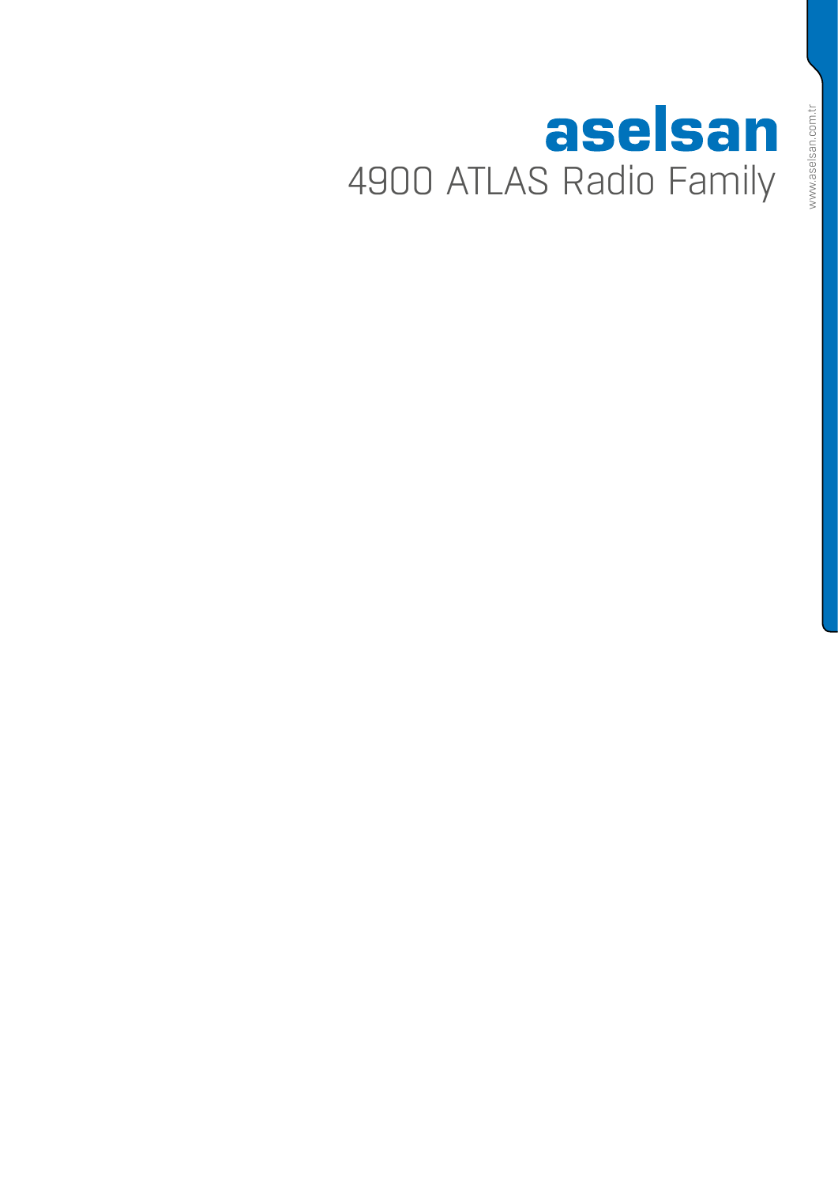# aselsan

## 4900 ATLAS Radio Family

www.aselsan.com.tr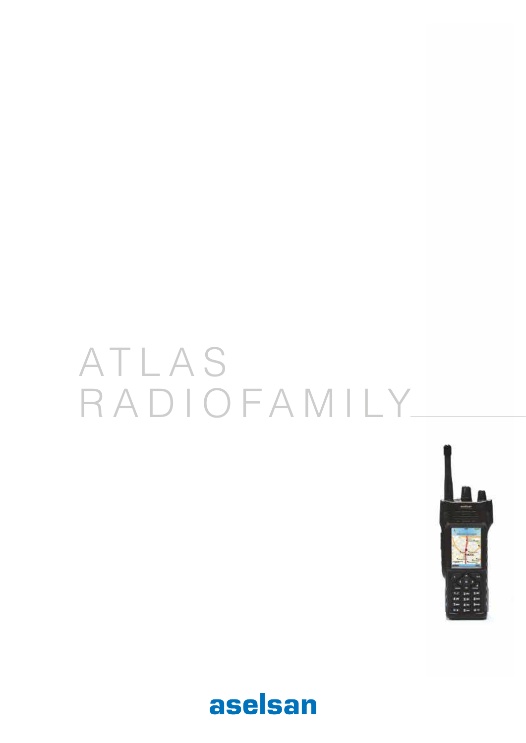# ATLAS RADIOFAMILY

aselsan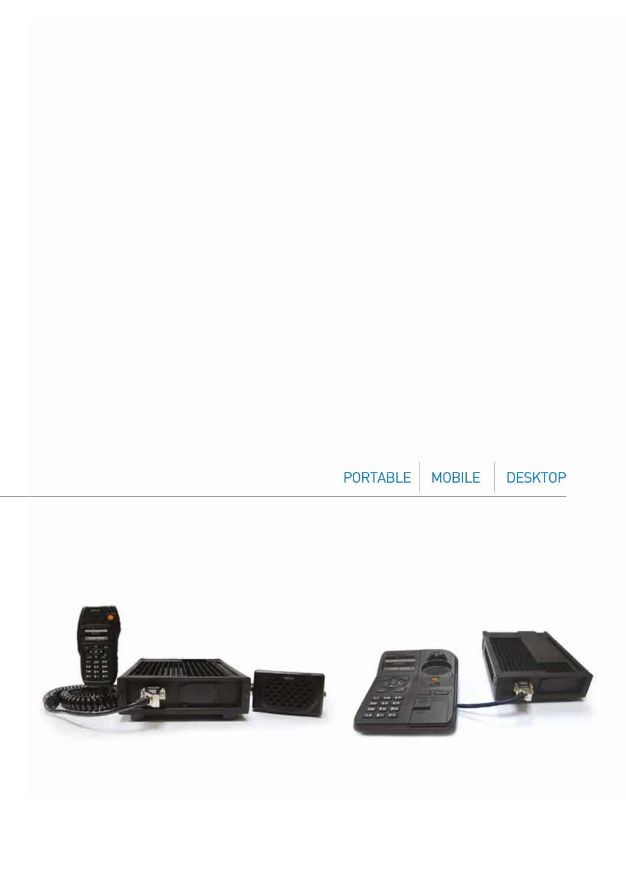PORTABLE | MOBILE | DESKTOP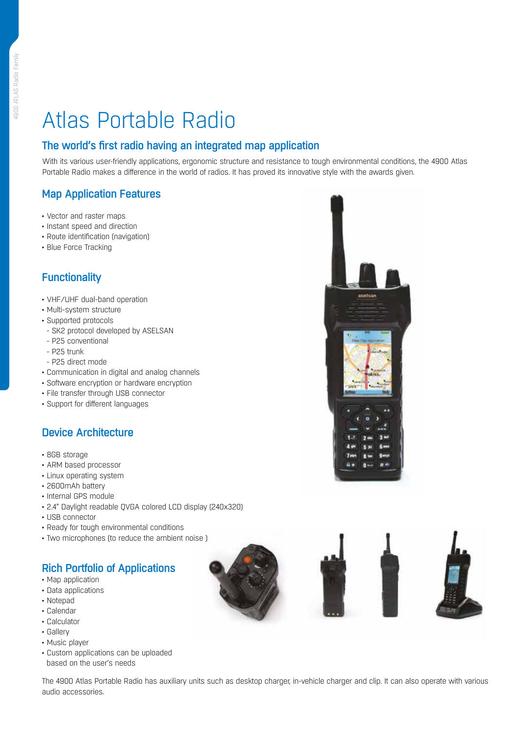# Atlas Portable Radio

## The world's first radio having an integrated map application

With its various user-friendly applications, ergonomic structure and resistance to tough environmental conditions, the 4900 Atlas Portable Radio makes a difference in the world of radios. It has proved its innovative style with the awards given.

## Map Application Features

- Vector and raster maps
- Instant speed and direction
- Route identification (navigation)
- Blue Force Tracking

## Functionality

- VHF/UHF dual-band operation
- Multi-system structure
- Supported protocols
  - SK2 protocol developed by ASELSAN
  - P25 conventional
  - P25 trunk
  - P25 direct mode
- Communication in digital and analog channels
- Software encryption or hardware encryption
- File transfer through USB connector
- Support for different languages

## Device Architecture

- 8GB storage
- ARM based processor
- Linux operating system
- 2600mAh battery
- Internal GPS module
- 2.4" Daylight readable QVGA colored LCD display (240x320)
- USB connector
- Ready for tough environmental conditions
- Two microphones (to reduce the ambient noise )

## Rich Portfolio of Applications

- Map application
- Data applications
- Notepad
- Calendar
- Calculator
- Gallery
- Music player
- Custom applications can be uploaded based on the user's needs

The 4900 Atlas Portable Radio has auxiliary units such as desktop charger, in-vehicle charger and clip. It can also operate with various audio accessories.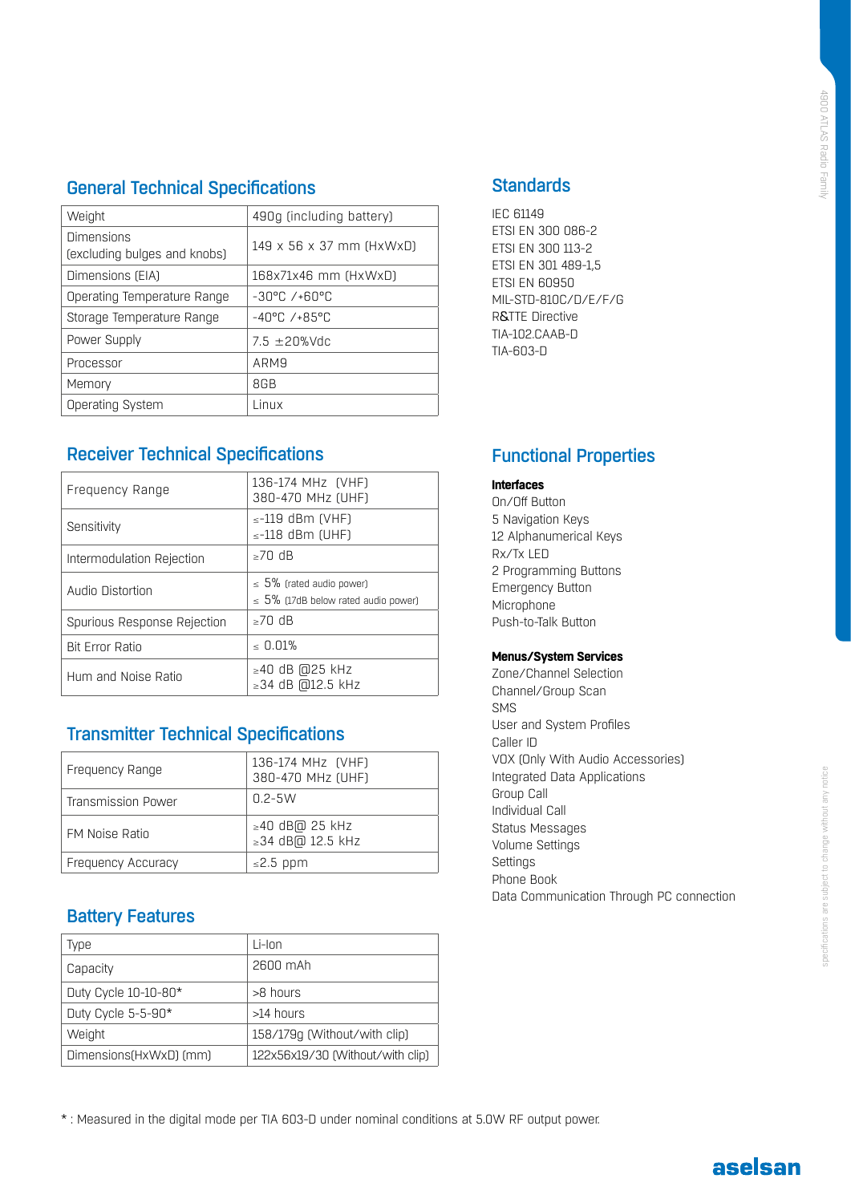## General Technical Specifications

| Weight | 490g (including battery) |
|---|---|
| Dimensions (excluding bulges and knobs) | 149 x 56 x 37 mm (HxWxD) |
| Dimensions (EIA) | 168x71x46 mm (HxWxD) |
| Operating Temperature Range | -30°C /+60°C |
| Storage Temperature Range | -40°C /+85°C |
| Power Supply | 7.5 ±20%Vdc |
| Processor | ARM9 |
| Memory | 8GB |
| Operating System | Linux |

## Receiver Technical Specifications

| Frequency Range | 136-174 MHz (VHF)<br>380-470 MHz (UHF) |
|---|---|
| Sensitivity | ≤-119 dBm (VHF)<br>≤-118 dBm (UHF) |
| Intermodulation Rejection | ≥70 dB |
| Audio Distortion | ≤ 5% (rated audio power)<br>≤ 5% (17dB below rated audio power) |
| Spurious Response Rejection | ≥70 dB |
| Bit Error Ratio | ≤ 0.01% |
| Hum and Noise Ratio | ≥40 dB @25 kHz<br>≥34 dB @12.5 kHz |

## Transmitter Technical Specifications

| Frequency Range | 136-174 MHz (VHF)<br>380-470 MHz (UHF) |
|---|---|
| Transmission Power | 0.2-5W |
| FM Noise Ratio | ≥40 dB@ 25 kHz<br>≥34 dB@ 12.5 kHz |
| Frequency Accuracy | ≤2.5 ppm |

## Battery Features

| Type | Li-Ion |
|---|---|
| Capacity | 2600 mAh |
| Duty Cycle 10-10-80* | >8 hours |
| Duty Cycle 5-5-90* | >14 hours |
| Weight | 158/179g (Without/with clip) |
| Dimensions(HxWxD) (mm) | 122x56x19/30 (Without/with clip) |

## Standards

IEC 61149
ETSI EN 300 086-2
ETSI EN 300 113-2
ETSI EN 301 489-1,5
ETSI EN 60950
MIL-STD-810C/D/E/F/G
R&TTE Directive
TIA-102.CAAB-D
TIA-603-D

## Functional Properties

**Interfaces**

On/Off Button
5 Navigation Keys
12 Alphanumerical Keys
Rx/Tx LED
2 Programming Buttons
Emergency Button
Microphone
Push-to-Talk Button

**Menus/System Services**

Zone/Channel Selection
Channel/Group Scan
SMS
User and System Profiles
Caller ID
VOX (Only With Audio Accessories)
Integrated Data Applications
Group Call
Individual Call
Status Messages
Volume Settings
Settings
Phone Book
Data Communication Through PC connection

* : Measured in the digital mode per TIA 603-D under nominal conditions at 5.0W RF output power.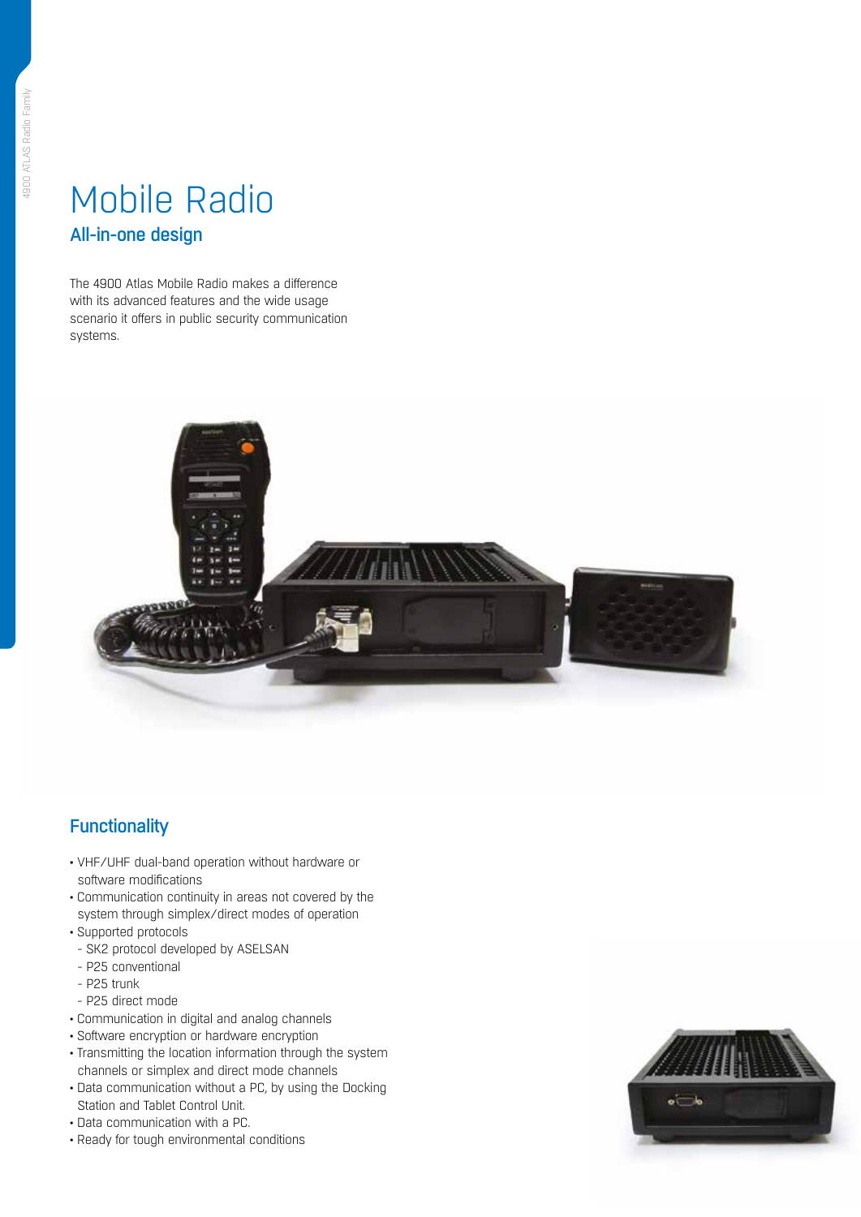# Mobile Radio

## All-in-one design

The 4900 Atlas Mobile Radio makes a difference with its advanced features and the wide usage scenario it offers in public security communication systems.

## Functionality

- VHF/UHF dual-band operation without hardware or software modifications
- Communication continuity in areas not covered by the system through simplex/direct modes of operation
- Supported protocols
  - SK2 protocol developed by ASELSAN
  - P25 conventional
  - P25 trunk
  - P25 direct mode
- Communication in digital and analog channels
- Software encryption or hardware encryption
- Transmitting the location information through the system channels or simplex and direct mode channels
- Data communication without a PC, by using the Docking Station and Tablet Control Unit.
- Data communication with a PC.
- Ready for tough environmental conditions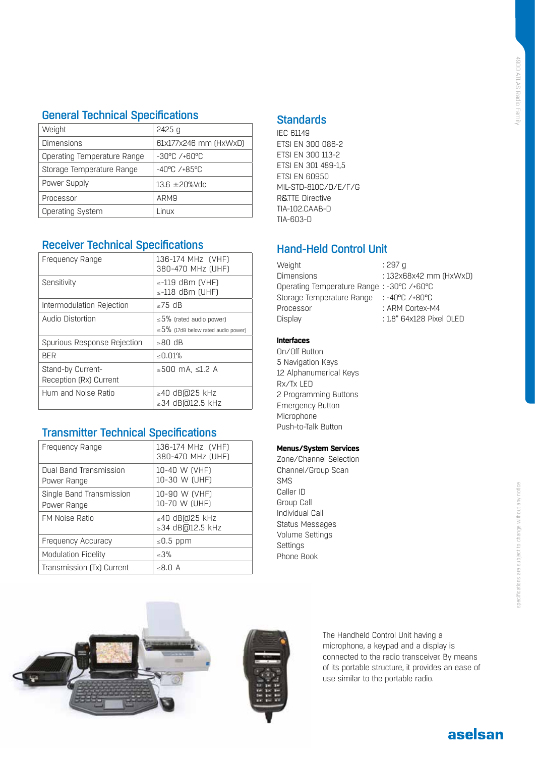## General Technical Specifications

| Weight | 2425 g |
|---|---|
| Dimensions | 61x177x246 mm (HxWxD) |
| Operating Temperature Range | -30°C /+60°C |
| Storage Temperature Range | -40°C /+85°C |
| Power Supply | 13.6 ±20%Vdc |
| Processor | ARM9 |
| Operating System | Linux |

## Receiver Technical Specifications

| Frequency Range | 136-174 MHz (VHF)<br>380-470 MHz (UHF) |
|---|---|
| Sensitivity | ≤-119 dBm (VHF)<br>≤-118 dBm (UHF) |
| Intermodulation Rejection | ≥75 dB |
| Audio Distortion | ≤5% (rated audio power)<br>≤5% (17dB below rated audio power) |
| Spurious Response Rejection | ≥80 dB |
| BER | ≤0.01% |
| Stand-by Current-<br>Reception (Rx) Current | ≤500 mA, ≤1.2 A |
| Hum and Noise Ratio | ≥40 dB@25 kHz<br>≥34 dB@12.5 kHz |

## Transmitter Technical Specifications

| Frequency Range | 136-174 MHz (VHF)<br>380-470 MHz (UHF) |
|---|---|
| Dual Band Transmission Power Range | 10-40 W (VHF)<br>10-30 W (UHF) |
| Single Band Transmission Power Range | 10-90 W (VHF)<br>10-70 W (UHF) |
| FM Noise Ratio | ≥40 dB@25 kHz<br>≥34 dB@12.5 kHz |
| Frequency Accuracy | ≤0.5 ppm |
| Modulation Fidelity | ≤3% |
| Transmission (Tx) Current | ≤8.0 A |

## Standards

IEC 61149
ETSI EN 300 086-2
ETSI EN 300 113-2
ETSI EN 301 489-1,5
ETSI EN 60950
MIL-STD-810C/D/E/F/G
R&TTE Directive
TIA-102.CAAB-D
TIA-603-D

## Hand-Held Control Unit

| | |
|---|---|
| Weight | : 297 g |
| Dimensions | : 132x68x42 mm (HxWxD) |
| Operating Temperature Range | : -30°C /+60°C |
| Storage Temperature Range | : -40°C /+80°C |
| Processor | : ARM Cortex-M4 |
| Display | : 1.8" 64x128 Pixel OLED |

**Interfaces**

On/Off Button
5 Navigation Keys
12 Alphanumerical Keys
Rx/Tx LED
2 Programming Buttons
Emergency Button
Microphone
Push-to-Talk Button

**Menus/System Services**

Zone/Channel Selection
Channel/Group Scan
SMS
Caller ID
Group Call
Individual Call
Status Messages
Volume Settings
Settings
Phone Book

The Handheld Control Unit having a microphone, a keypad and a display is connected to the radio transceiver. By means of its portable structure, it provides an ease of use similar to the portable radio.

specifications are subject to change without any notice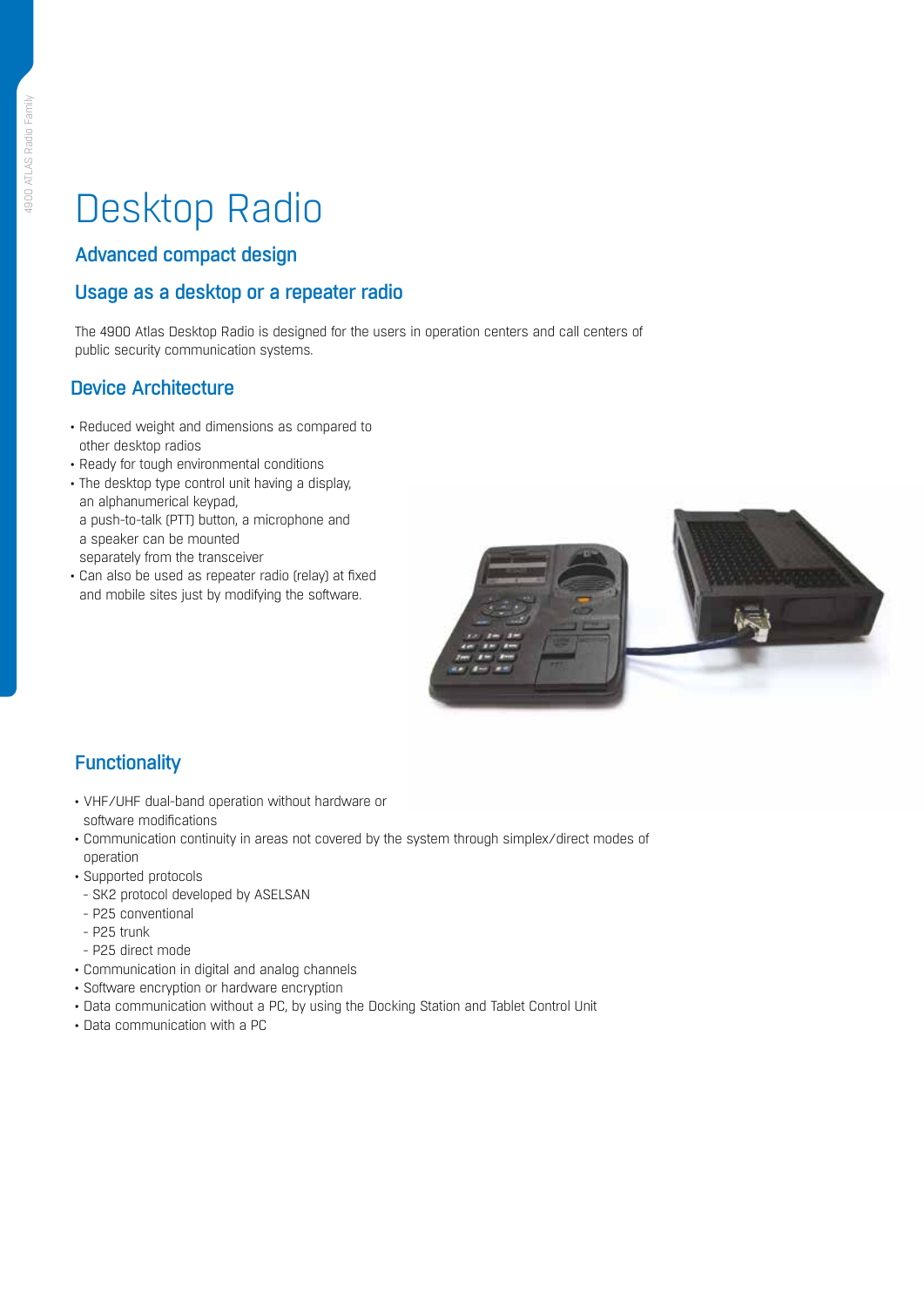# Desktop Radio

## Advanced compact design

## Usage as a desktop or a repeater radio

The 4900 Atlas Desktop Radio is designed for the users in operation centers and call centers of public security communication systems.

## Device Architecture

- Reduced weight and dimensions as compared to other desktop radios
- Ready for tough environmental conditions
- The desktop type control unit having a display, an alphanumerical keypad, a push-to-talk (PTT) button, a microphone and a speaker can be mounted separately from the transceiver
- Can also be used as repeater radio (relay) at fixed and mobile sites just by modifying the software.

## Functionality

- VHF/UHF dual-band operation without hardware or software modifications
- Communication continuity in areas not covered by the system through simplex/direct modes of operation
- Supported protocols
  - SK2 protocol developed by ASELSAN
  - P25 conventional
  - P25 trunk
  - P25 direct mode
- Communication in digital and analog channels
- Software encryption or hardware encryption
- Data communication without a PC, by using the Docking Station and Tablet Control Unit
- Data communication with a PC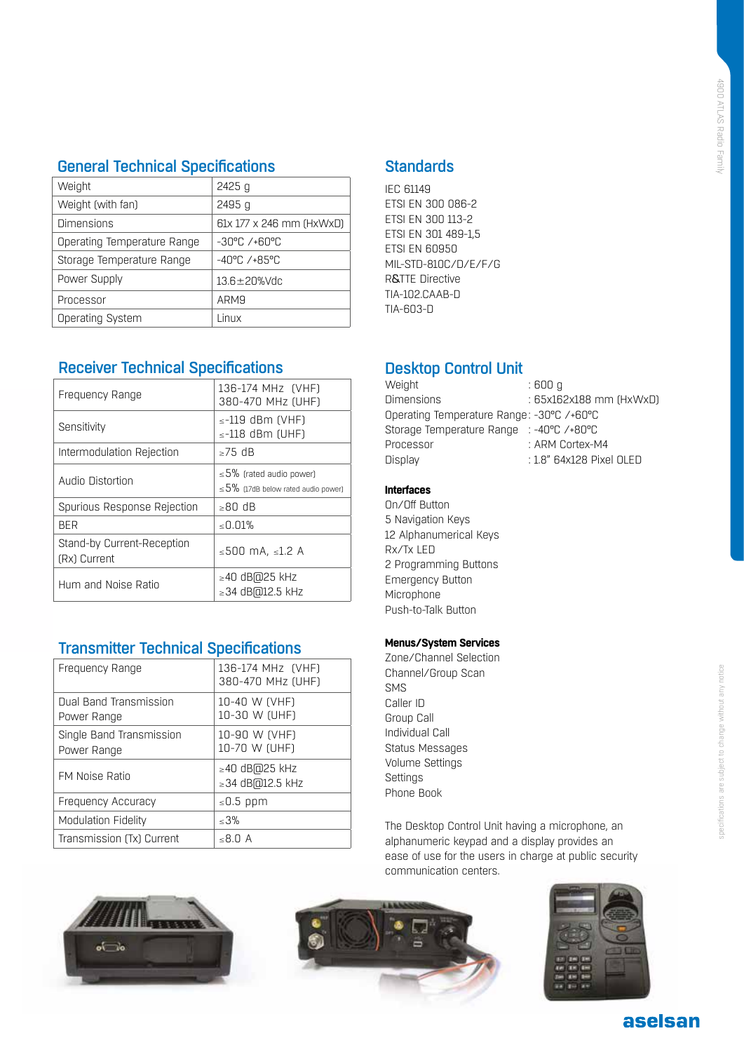## General Technical Specifications

| | |
|---|---|
| Weight | 2425 g |
| Weight (with fan) | 2495 g |
| Dimensions | 61x 177 x 246 mm (HxWxD) |
| Operating Temperature Range | -30°C /+60°C |
| Storage Temperature Range | -40°C /+85°C |
| Power Supply | 13.6±20%Vdc |
| Processor | ARM9 |
| Operating System | Linux |

## Receiver Technical Specifications

| | |
|---|---|
| Frequency Range | 136-174 MHz (VHF)<br>380-470 MHz (UHF) |
| Sensitivity | ≤-119 dBm (VHF)<br>≤-118 dBm (UHF) |
| Intermodulation Rejection | ≥75 dB |
| Audio Distortion | ≤5% (rated audio power)<br>≤5% (17dB below rated audio power) |
| Spurious Response Rejection | ≥80 dB |
| BER | ≤0.01% |
| Stand-by Current-Reception (Rx) Current | ≤500 mA, ≤1.2 A |
| Hum and Noise Ratio | ≥40 dB@25 kHz<br>≥34 dB@12.5 kHz |

## Transmitter Technical Specifications

| | |
|---|---|
| Frequency Range | 136-174 MHz (VHF)<br>380-470 MHz (UHF) |
| Dual Band Transmission Power Range | 10-40 W (VHF)<br>10-30 W (UHF) |
| Single Band Transmission Power Range | 10-90 W (VHF)<br>10-70 W (UHF) |
| FM Noise Ratio | ≥40 dB@25 kHz<br>≥34 dB@12.5 kHz |
| Frequency Accuracy | ≤0.5 ppm |
| Modulation Fidelity | ≤3% |
| Transmission (Tx) Current | ≤8.0 A |

## Standards

IEC 61149
ETSI EN 300 086-2
ETSI EN 300 113-2
ETSI EN 301 489-1,5
ETSI EN 60950
MIL-STD-810C/D/E/F/G
R&TTE Directive
TIA-102.CAAB-D
TIA-603-D

## Desktop Control Unit

Weight : 600 g
Dimensions : 65x162x188 mm (HxWxD)
Operating Temperature Range: -30°C /+60°C
Storage Temperature Range : -40°C /+80°C
Processor : ARM Cortex-M4
Display : 1.8" 64x128 Pixel OLED

**Interfaces**

On/Off Button
5 Navigation Keys
12 Alphanumerical Keys
Rx/Tx LED
2 Programming Buttons
Emergency Button
Microphone
Push-to-Talk Button

**Menus/System Services**

Zone/Channel Selection
Channel/Group Scan
SMS
Caller ID
Group Call
Individual Call
Status Messages
Volume Settings
Settings
Phone Book

The Desktop Control Unit having a microphone, an alphanumeric keypad and a display provides an ease of use for the users in charge at public security communication centers.

specifications are subject to change without any notice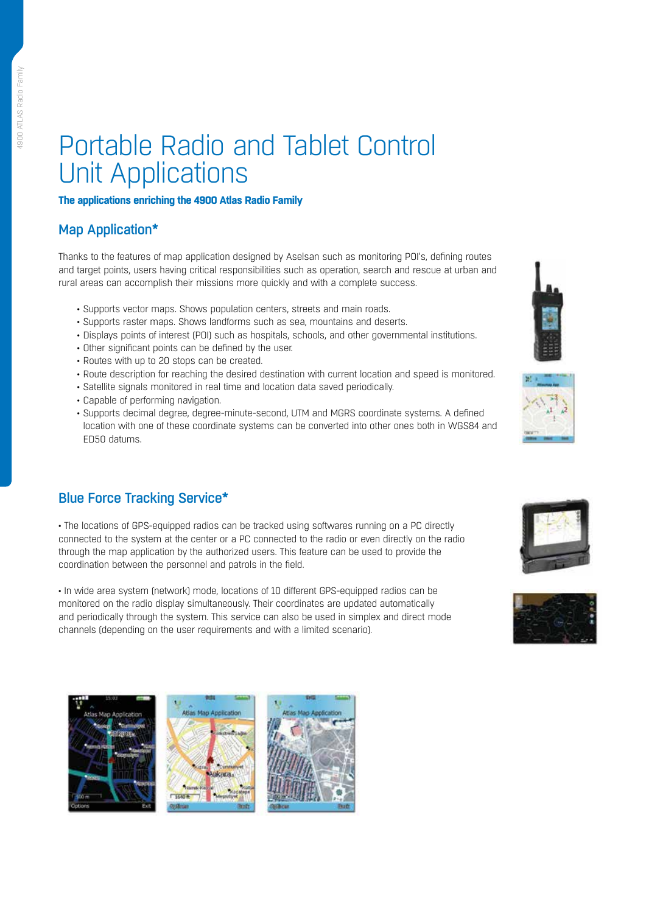# Portable Radio and Tablet Control Unit Applications

**The applications enriching the 4900 Atlas Radio Family**

## Map Application*

Thanks to the features of map application designed by Aselsan such as monitoring POI's, defining routes and target points, users having critical responsibilities such as operation, search and rescue at urban and rural areas can accomplish their missions more quickly and with a complete success.

- Supports vector maps. Shows population centers, streets and main roads.
- Supports raster maps. Shows landforms such as sea, mountains and deserts.
- Displays points of interest (POI) such as hospitals, schools, and other governmental institutions.
- Other significant points can be defined by the user.
- Routes with up to 20 stops can be created.
- Route description for reaching the desired destination with current location and speed is monitored.
- Satellite signals monitored in real time and location data saved periodically.
- Capable of performing navigation.
- Supports decimal degree, degree-minute-second, UTM and MGRS coordinate systems. A defined location with one of these coordinate systems can be converted into other ones both in WGS84 and ED50 datums.

## Blue Force Tracking Service*

• The locations of GPS-equipped radios can be tracked using softwares running on a PC directly connected to the system at the center or a PC connected to the radio or even directly on the radio through the map application by the authorized users. This feature can be used to provide the coordination between the personnel and patrols in the field.

• In wide area system (network) mode, locations of 10 different GPS-equipped radios can be monitored on the radio display simultaneously. Their coordinates are updated automatically and periodically through the system. This service can also be used in simplex and direct mode channels (depending on the user requirements and with a limited scenario).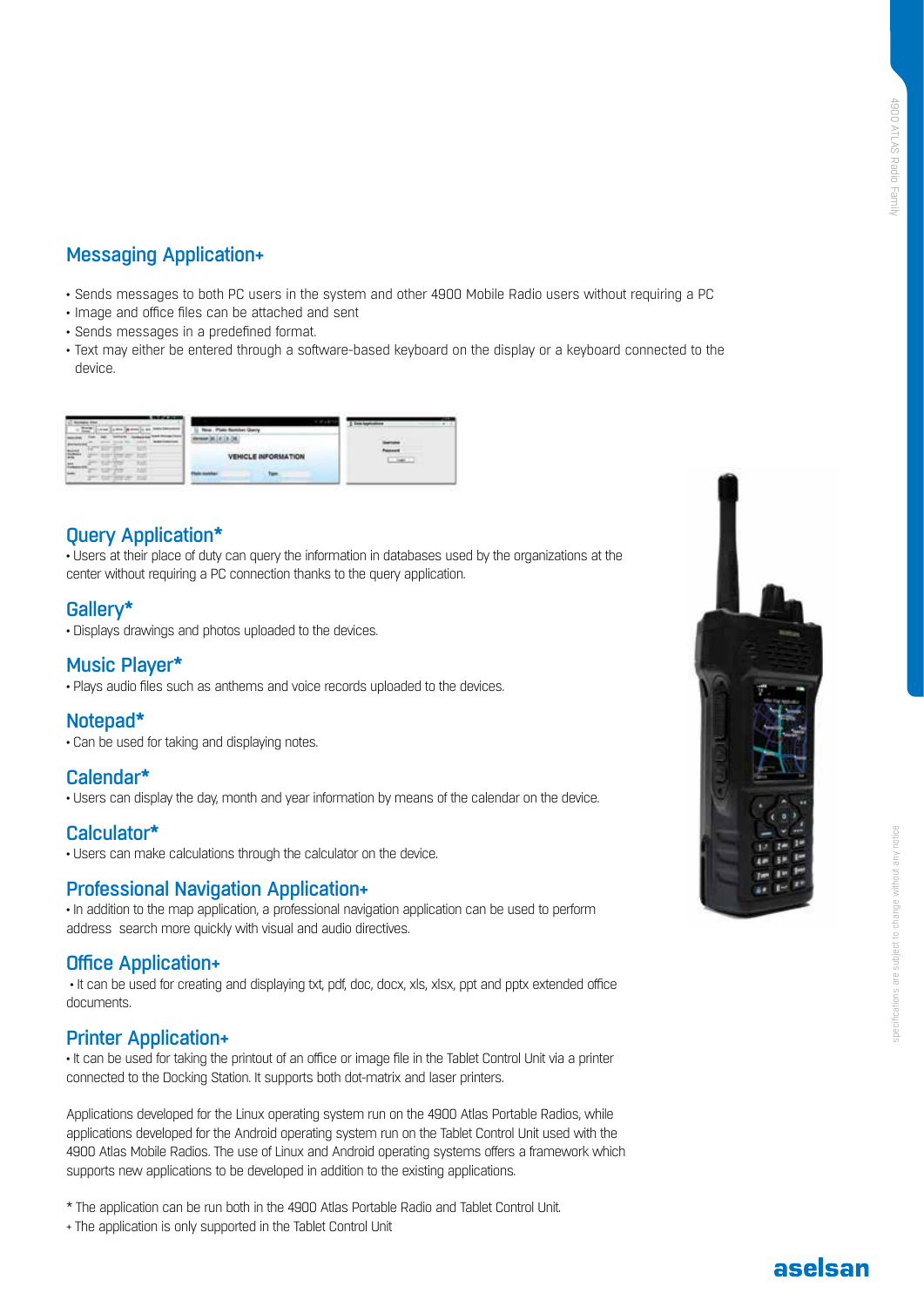## Messaging Application+

- Sends messages to both PC users in the system and other 4900 Mobile Radio users without requiring a PC
- Image and office files can be attached and sent
- Sends messages in a predefined format.
- Text may either be entered through a software-based keyboard on the display or a keyboard connected to the device.

## Query Application*

• Users at their place of duty can query the information in databases used by the organizations at the center without requiring a PC connection thanks to the query application.

## Gallery*

• Displays drawings and photos uploaded to the devices.

## Music Player*

• Plays audio files such as anthems and voice records uploaded to the devices.

## Notepad*

• Can be used for taking and displaying notes.

## Calendar*

• Users can display the day, month and year information by means of the calendar on the device.

## Calculator*

• Users can make calculations through the calculator on the device.

## Professional Navigation Application+

• In addition to the map application, a professional navigation application can be used to perform address search more quickly with visual and audio directives.

## Office Application+

• It can be used for creating and displaying txt, pdf, doc, docx, xls, xlsx, ppt and pptx extended office documents.

## Printer Application+

• It can be used for taking the printout of an office or image file in the Tablet Control Unit via a printer connected to the Docking Station. It supports both dot-matrix and laser printers.

Applications developed for the Linux operating system run on the 4900 Atlas Portable Radios, while applications developed for the Android operating system run on the Tablet Control Unit used with the 4900 Atlas Mobile Radios. The use of Linux and Android operating systems offers a framework which supports new applications to be developed in addition to the existing applications.

\* The application can be run both in the 4900 Atlas Portable Radio and Tablet Control Unit.

\+ The application is only supported in the Tablet Control Unit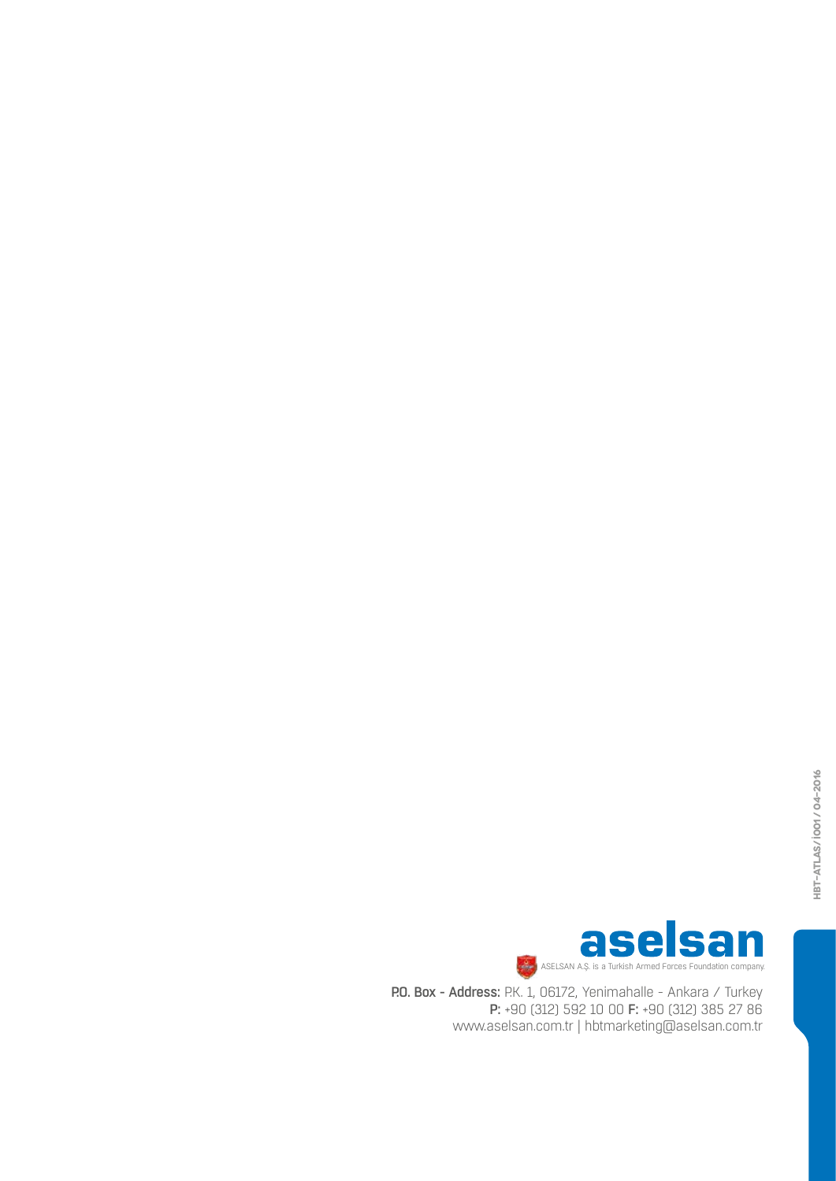HBT-ATLAS/I001 / 04-2016

**aselsan**

ASELSAN A.Ş. is a Turkish Armed Forces Foundation company.

**P.O. Box - Address:** P.K. 1, 06172, Yenimahalle - Ankara / Turkey
**P:** +90 (312) 592 10 00 **F:** +90 (312) 385 27 86
www.aselsan.com.tr | hbtmarketing@aselsan.com.tr